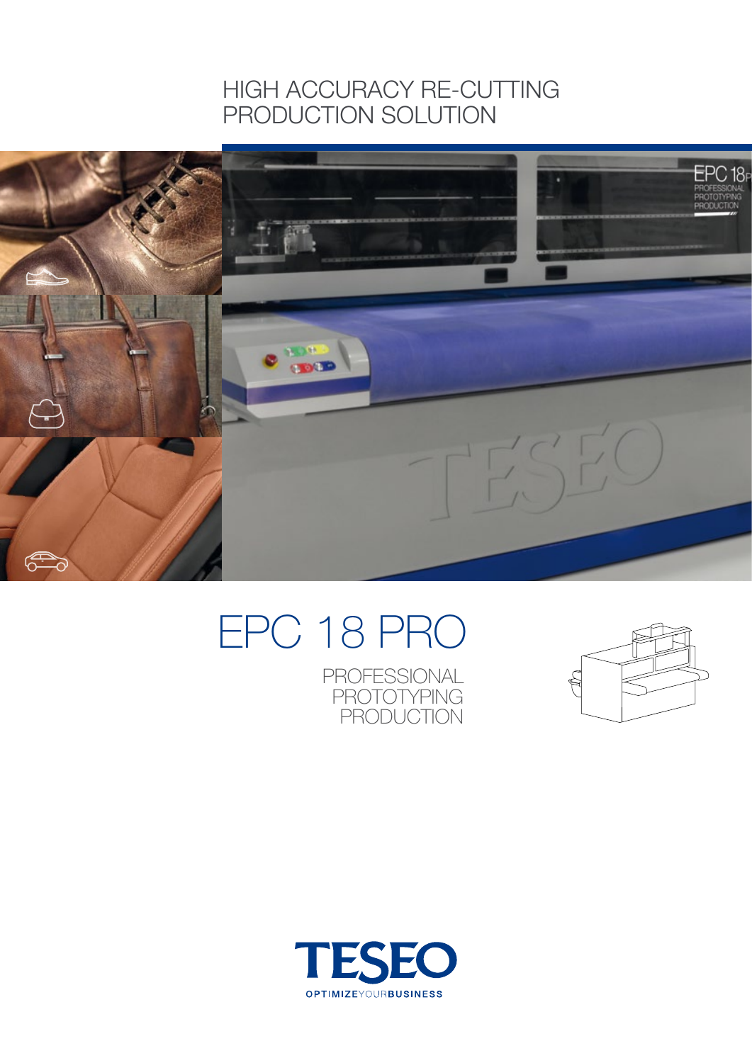HIGH ACCURACY RE-CUTTING
PRODUCTION SOLUTION

# EPC 18 PRO

PROFESSIONAL
PROTOTYPING
PRODUCTION

TESEO
OPTIMIZEYOURBUSINESS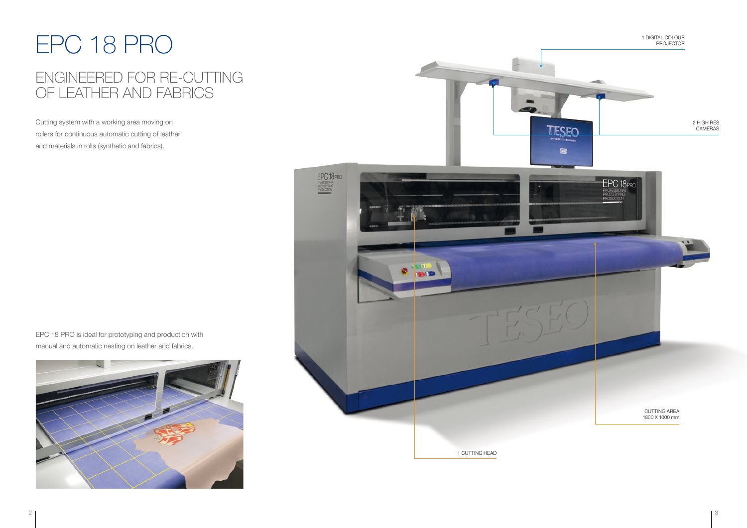# EPC 18 PRO

## ENGINEERED FOR RE-CUTTING OF LEATHER AND FABRICS

Cutting system with a working area moving on rollers for continuous automatic cutting of leather and materials in rolls (synthetic and fabrics).

EPC 18 PRO is ideal for prototyping and production with manual and automatic nesting on leather and fabrics.

1 DIGITAL COLOUR PROJECTOR

2 HIGH RES CAMERAS

CUTTING AREA 1800 X 1000 mm

1 CUTTING HEAD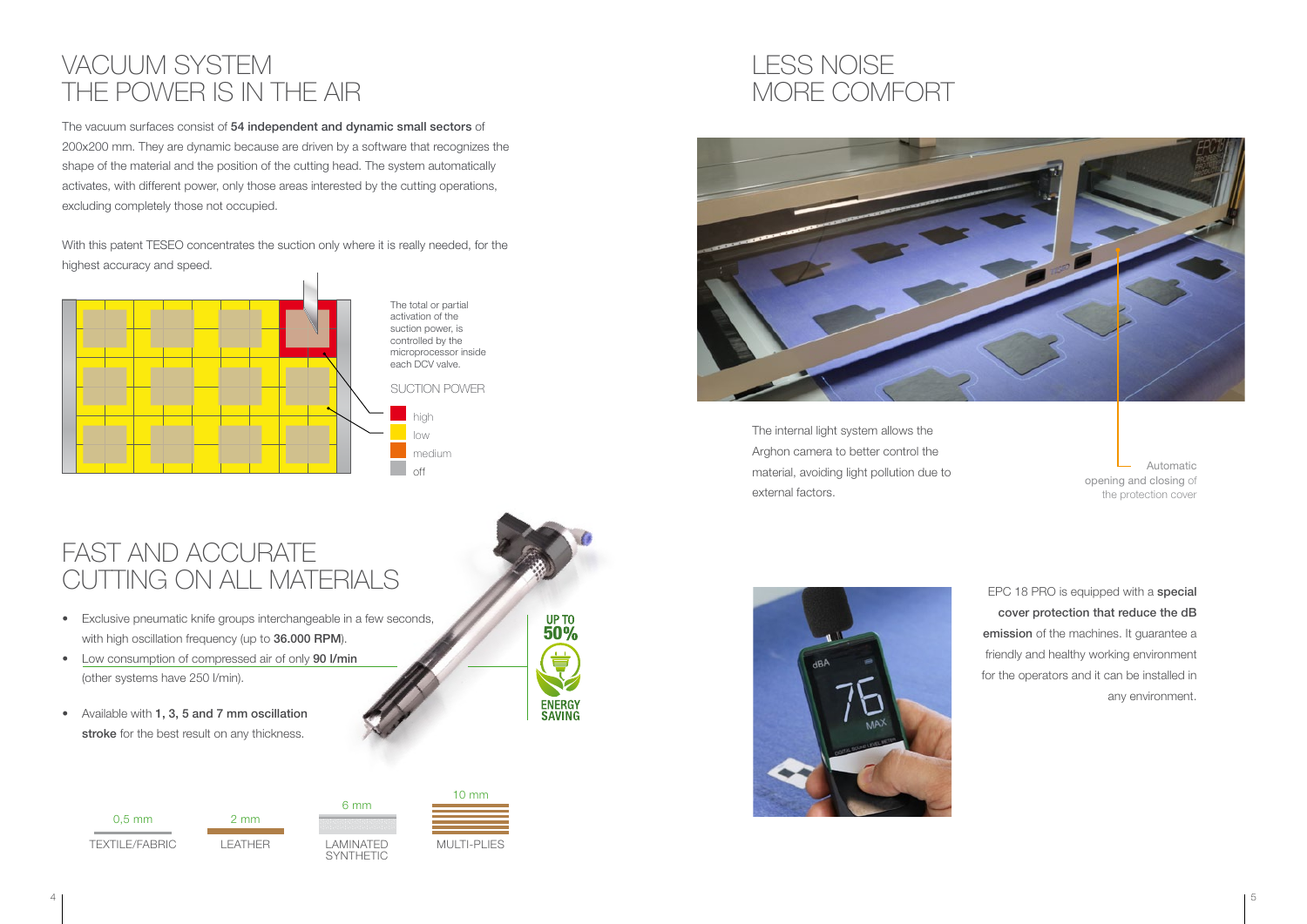# VACUUM SYSTEM
# THE POWER IS IN THE AIR

The vacuum surfaces consist of **54 independent and dynamic small sectors** of 200x200 mm. They are dynamic because are driven by a software that recognizes the shape of the material and the position of the cutting head. The system automatically activates, with different power, only those areas interested by the cutting operations, excluding completely those not occupied.

With this patent TESEO concentrates the suction only where it is really needed, for the highest accuracy and speed.

The total or partial activation of the suction power, is controlled by the microprocessor inside each DCV valve.

SUCTION POWER

- high
- low
- medium
- off

# FAST AND ACCURATE
# CUTTING ON ALL MATERIALS

- Exclusive pneumatic knife groups interchangeable in a few seconds, with high oscillation frequency (up to **36.000 RPM**).
- Low consumption of compressed air of only **90 l/min** (other systems have 250 l/min).
- Available with **1, 3, 5 and 7 mm oscillation stroke** for the best result on any thickness.

UP TO 50% ENERGY SAVING

| 0,5 mm | 2 mm | 6 mm | 10 mm |
|---|---|---|---|
| TEXTILE/FABRIC | LEATHER | LAMINATED SYNTHETIC | MULTI-PLIES |

# LESS NOISE
# MORE COMFORT

The internal light system allows the Arghon camera to better control the material, avoiding light pollution due to external factors.

Automatic opening and closing of the protection cover

EPC 18 PRO is equipped with a **special cover protection that reduce the dB emission** of the machines. It guarantee a friendly and healthy working environment for the operators and it can be installed in any environment.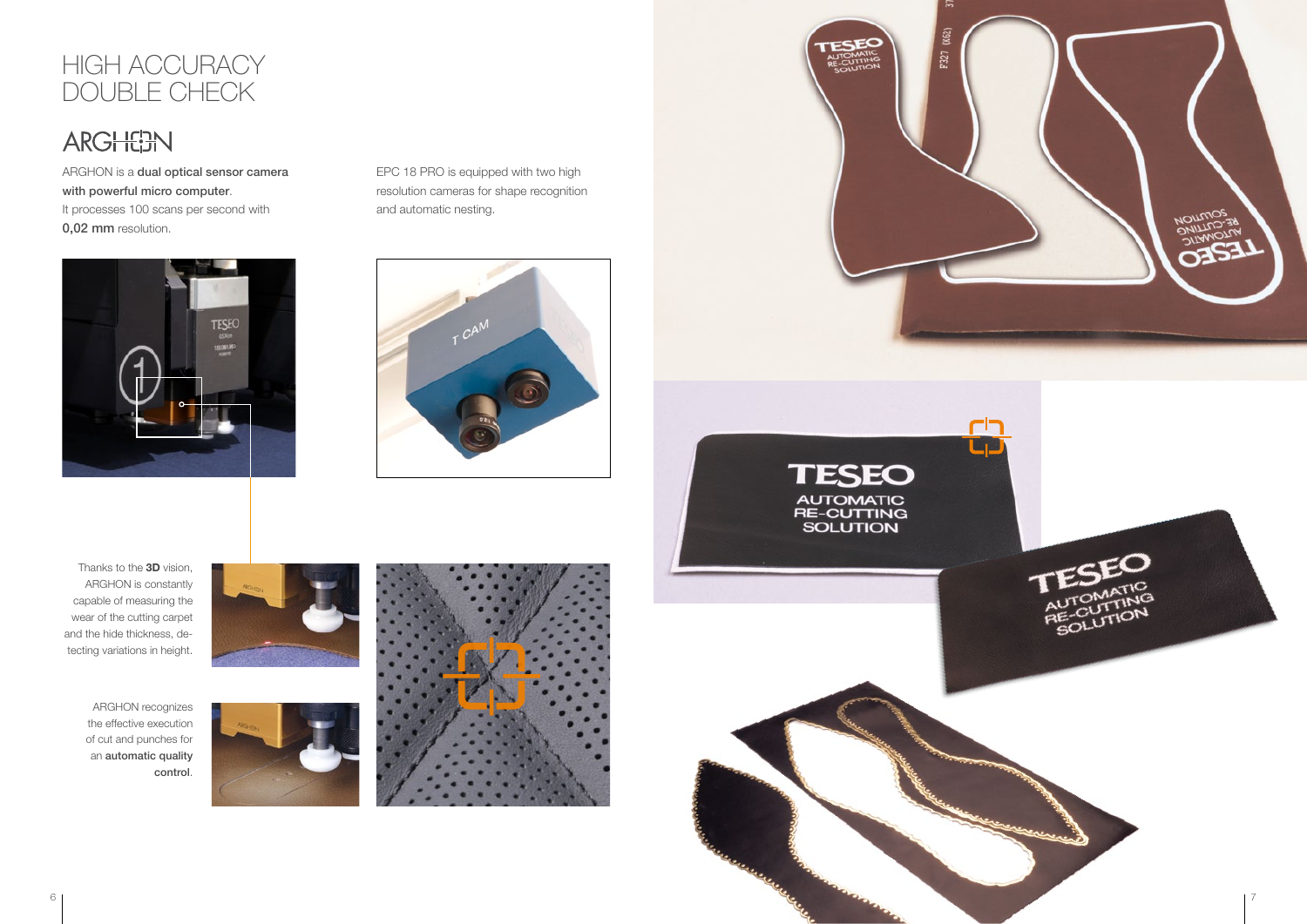# HIGH ACCURACY DOUBLE CHECK

## ARGHON

ARGHON is a **dual optical sensor camera with powerful micro computer**.
It processes 100 scans per second with **0,02 mm** resolution.

EPC 18 PRO is equipped with two high resolution cameras for shape recognition and automatic nesting.

Thanks to the **3D** vision, ARGHON is constantly capable of measuring the wear of the cutting carpet and the hide thickness, detecting variations in height.

ARGHON recognizes the effective execution of cut and punches for an **automatic quality control**.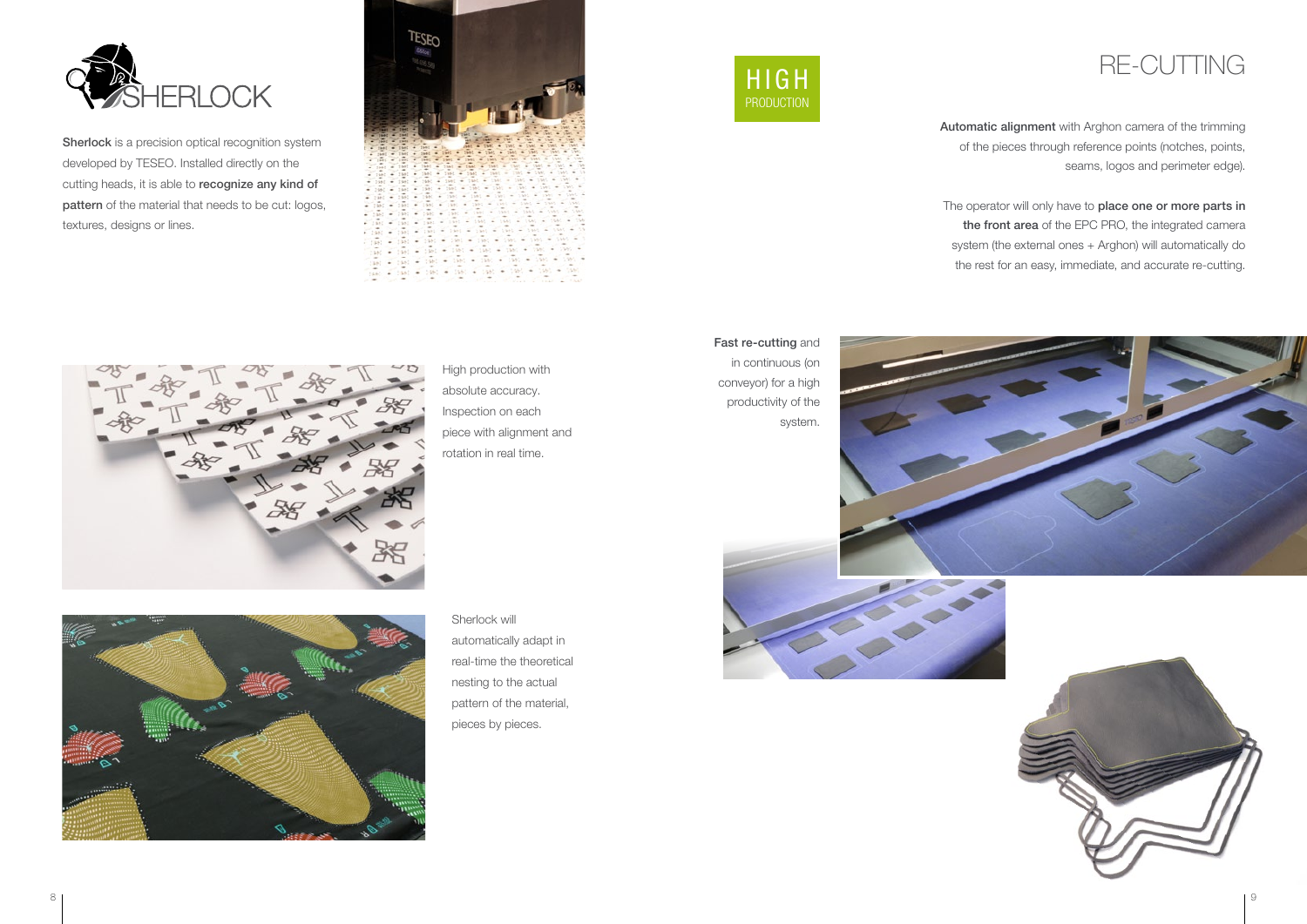# SHERLOCK

**Sherlock** is a precision optical recognition system developed by TESEO. Installed directly on the cutting heads, it is able to **recognize any kind of pattern** of the material that needs to be cut: logos, textures, designs or lines.

High production with absolute accuracy. Inspection on each piece with alignment and rotation in real time.

Sherlock will automatically adapt in real-time the theoretical nesting to the actual pattern of the material, pieces by pieces.

HIGH PRODUCTION

# RE-CUTTING

**Automatic alignment** with Arghon camera of the trimming of the pieces through reference points (notches, points, seams, logos and perimeter edge).

The operator will only have to **place one or more parts in the front area** of the EPC PRO, the integrated camera system (the external ones + Arghon) will automatically do the rest for an easy, immediate, and accurate re-cutting.

**Fast re-cutting** and in continuous (on conveyor) for a high productivity of the system.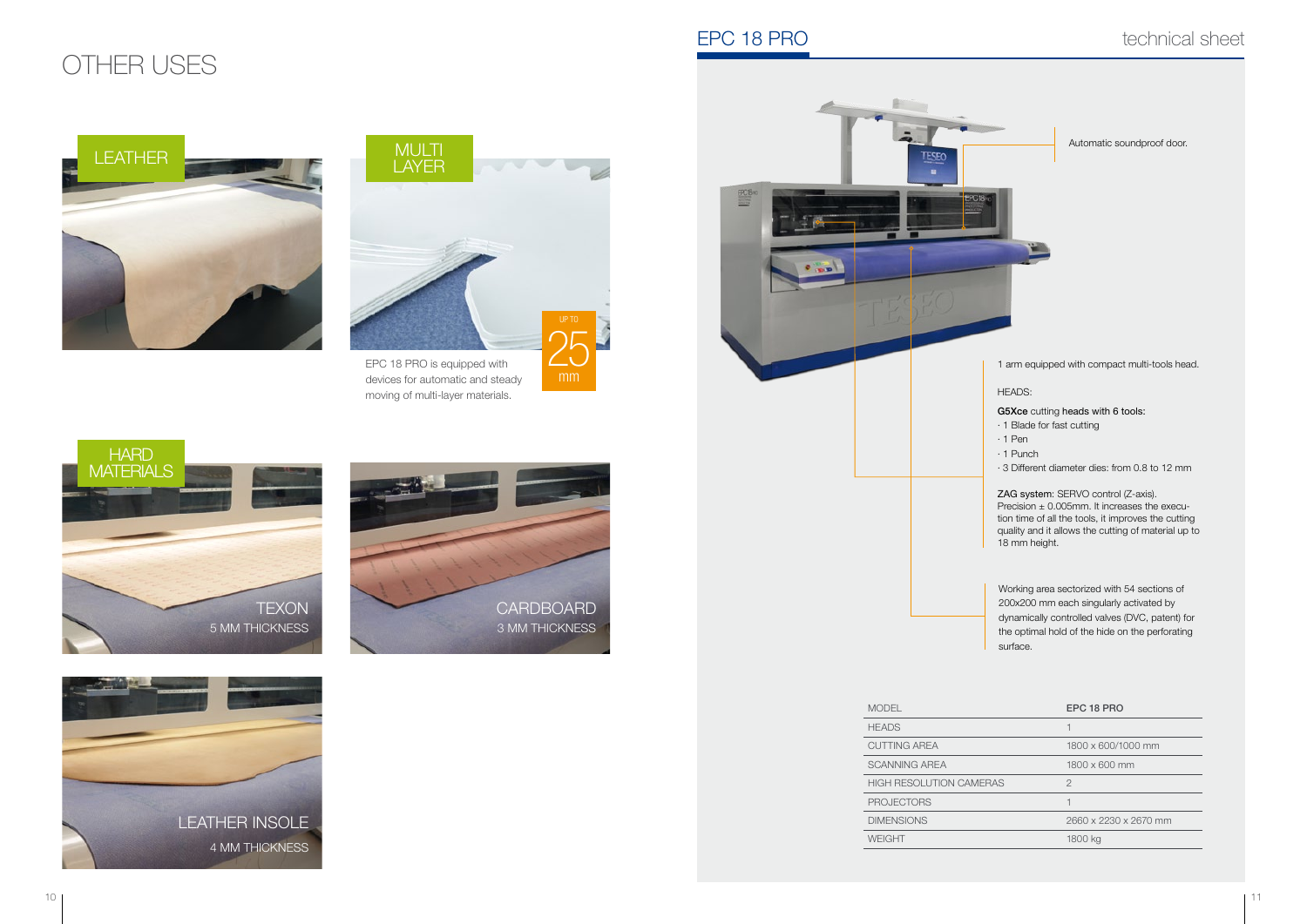# OTHER USES

## LEATHER

## MULTI LAYER

UP TO 25 mm

EPC 18 PRO is equipped with devices for automatic and steady moving of multi-layer materials.

## HARD MATERIALS

TEXON
5 MM THICKNESS

CARDBOARD
3 MM THICKNESS

LEATHER INSOLE
4 MM THICKNESS

# EPC 18 PRO

technical sheet

Automatic soundproof door.

1 arm equipped with compact multi-tools head.

HEADS:

**G5Xce** cutting heads with 6 tools:
- 1 Blade for fast cutting
- 1 Pen
- 1 Punch
- 3 Different diameter dies: from 0.8 to 12 mm

ZAG system: SERVO control (Z-axis).
Precision ± 0.005mm. It increases the execution time of all the tools, it improves the cutting quality and it allows the cutting of material up to 18 mm height.

Working area sectorized with 54 sections of 200x200 mm each singularly activated by dynamically controlled valves (DVC, patent) for the optimal hold of the hide on the perforating surface.

| MODEL | EPC 18 PRO |
|---|---|
| HEADS | 1 |
| CUTTING AREA | 1800 x 600/1000 mm |
| SCANNING AREA | 1800 x 600 mm |
| HIGH RESOLUTION CAMERAS | 2 |
| PROJECTORS | 1 |
| DIMENSIONS | 2660 x 2230 x 2670 mm |
| WEIGHT | 1800 kg |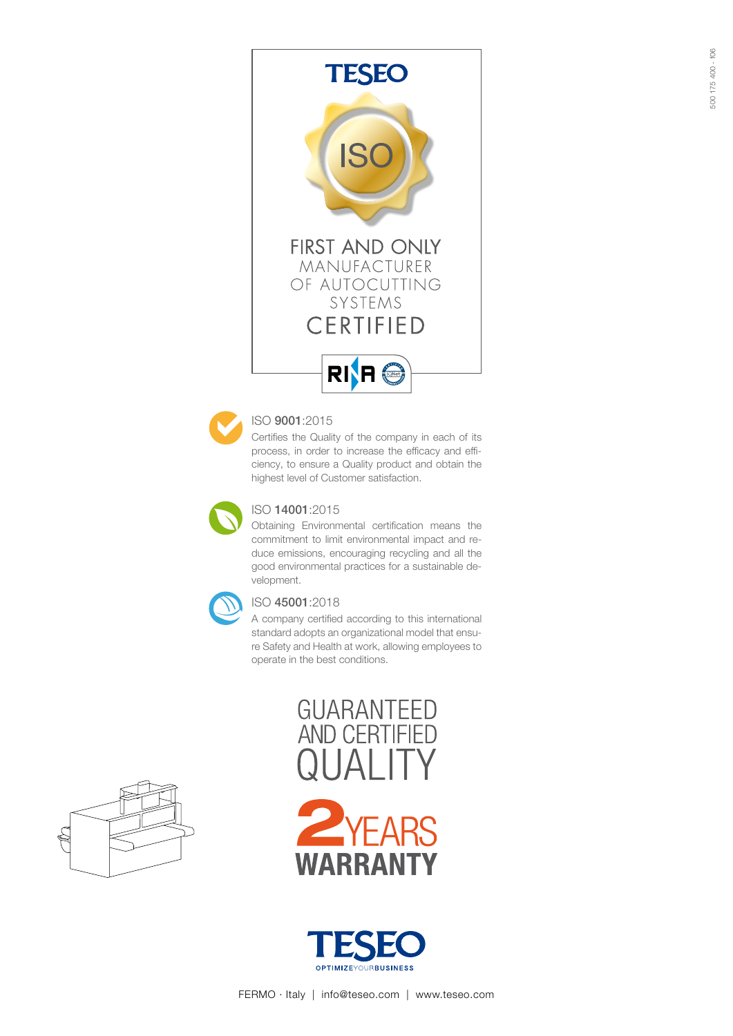TESEO

ISO

FIRST AND ONLY MANUFACTURER OF AUTOCUTTING SYSTEMS CERTIFIED

RINA

ISO **9001**:2015
Certifies the Quality of the company in each of its process, in order to increase the efficacy and efficiency, to ensure a Quality product and obtain the highest level of Customer satisfaction.

ISO **14001**:2015
Obtaining Environmental certification means the commitment to limit environmental impact and reduce emissions, encouraging recycling and all the good environmental practices for a sustainable development.

ISO **45001**:2018
A company certified according to this international standard adopts an organizational model that ensure Safety and Health at work, allowing employees to operate in the best conditions.

GUARANTEED AND CERTIFIED QUALITY

2 YEARS WARRANTY

TESEO
OPTIMIZEYOURBUSINESS

FERMO · Italy | info@teseo.com | www.teseo.com

500 175 400 - 106